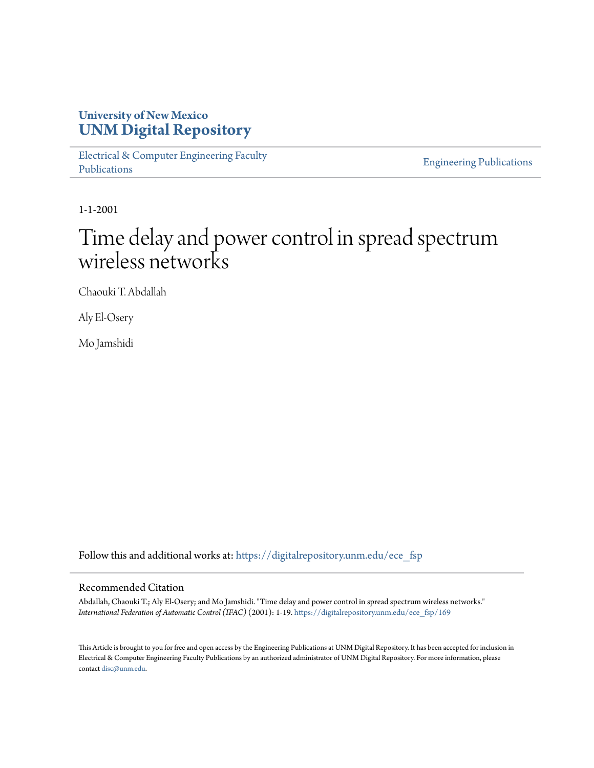University of New Mexico
**UNM Digital Repository**

Electrical & Computer Engineering Faculty Publications

Engineering Publications

1-1-2001

# Time delay and power control in spread spectrum wireless networks

Chaouki T. Abdallah

Aly El-Osery

Mo Jamshidi

Follow this and additional works at: https://digitalrepository.unm.edu/ece_fsp

## Recommended Citation

Abdallah, Chaouki T.; Aly El-Osery; and Mo Jamshidi. "Time delay and power control in spread spectrum wireless networks." *International Federation of Automatic Control (IFAC)* (2001): 1-19. https://digitalrepository.unm.edu/ece_fsp/169

This Article is brought to you for free and open access by the Engineering Publications at UNM Digital Repository. It has been accepted for inclusion in Electrical & Computer Engineering Faculty Publications by an authorized administrator of UNM Digital Repository. For more information, please contact disc@unm.edu.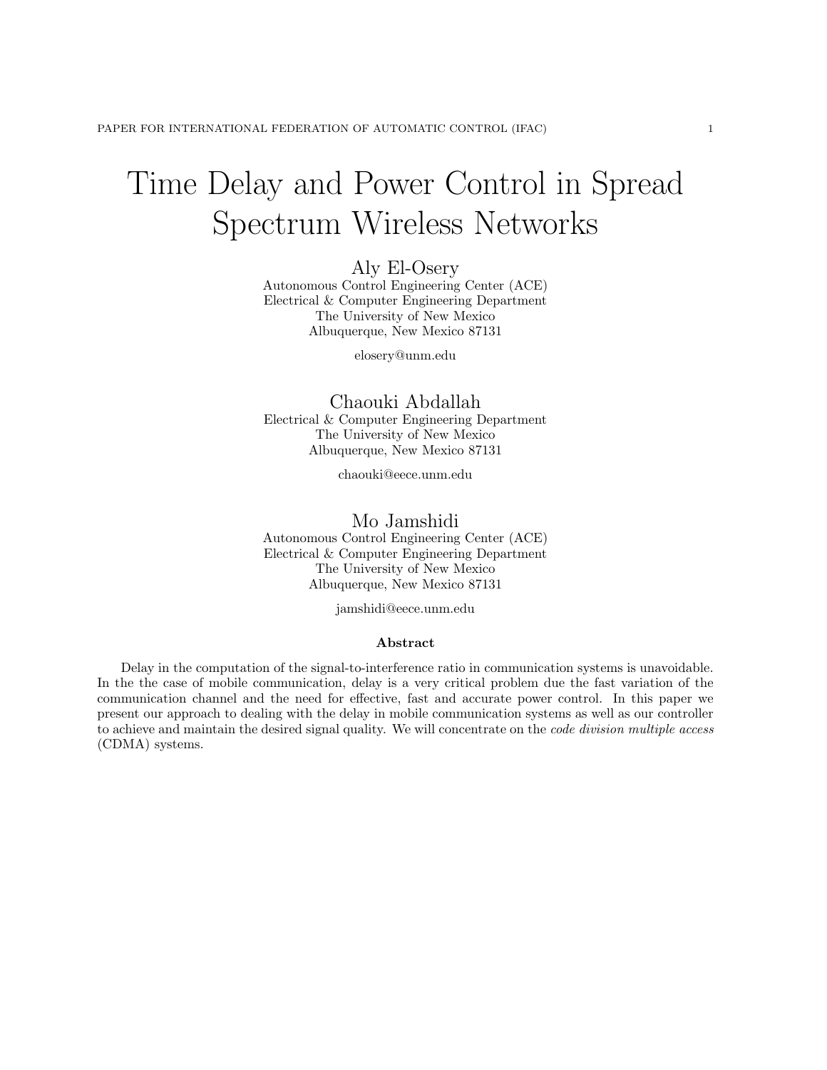# Time Delay and Power Control in Spread Spectrum Wireless Networks

Aly El-Osery
Autonomous Control Engineering Center (ACE)
Electrical & Computer Engineering Department
The University of New Mexico
Albuquerque, New Mexico 87131

elosery@unm.edu

Chaouki Abdallah
Electrical & Computer Engineering Department
The University of New Mexico
Albuquerque, New Mexico 87131

chaouki@eece.unm.edu

Mo Jamshidi
Autonomous Control Engineering Center (ACE)
Electrical & Computer Engineering Department
The University of New Mexico
Albuquerque, New Mexico 87131

jamshidi@eece.unm.edu

**Abstract**

Delay in the computation of the signal-to-interference ratio in communication systems is unavoidable. In the the case of mobile communication, delay is a very critical problem due the fast variation of the communication channel and the need for effective, fast and accurate power control. In this paper we present our approach to dealing with the delay in mobile communication systems as well as our controller to achieve and maintain the desired signal quality. We will concentrate on the *code division multiple access* (CDMA) systems.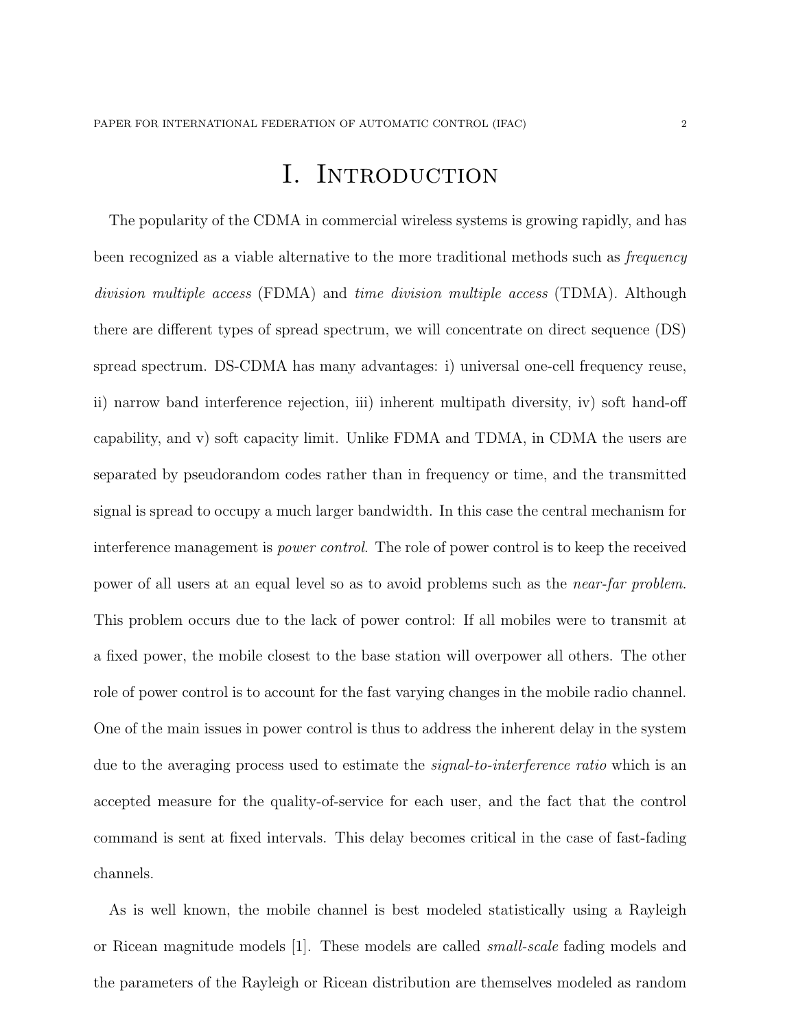# I. Introduction

The popularity of the CDMA in commercial wireless systems is growing rapidly, and has been recognized as a viable alternative to the more traditional methods such as *frequency division multiple access* (FDMA) and *time division multiple access* (TDMA). Although there are different types of spread spectrum, we will concentrate on direct sequence (DS) spread spectrum. DS-CDMA has many advantages: i) universal one-cell frequency reuse, ii) narrow band interference rejection, iii) inherent multipath diversity, iv) soft hand-off capability, and v) soft capacity limit. Unlike FDMA and TDMA, in CDMA the users are separated by pseudorandom codes rather than in frequency or time, and the transmitted signal is spread to occupy a much larger bandwidth. In this case the central mechanism for interference management is *power control*. The role of power control is to keep the received power of all users at an equal level so as to avoid problems such as the *near-far problem*. This problem occurs due to the lack of power control: If all mobiles were to transmit at a fixed power, the mobile closest to the base station will overpower all others. The other role of power control is to account for the fast varying changes in the mobile radio channel. One of the main issues in power control is thus to address the inherent delay in the system due to the averaging process used to estimate the *signal-to-interference ratio* which is an accepted measure for the quality-of-service for each user, and the fact that the control command is sent at fixed intervals. This delay becomes critical in the case of fast-fading channels.

As is well known, the mobile channel is best modeled statistically using a Rayleigh or Ricean magnitude models [1]. These models are called *small-scale* fading models and the parameters of the Rayleigh or Ricean distribution are themselves modeled as random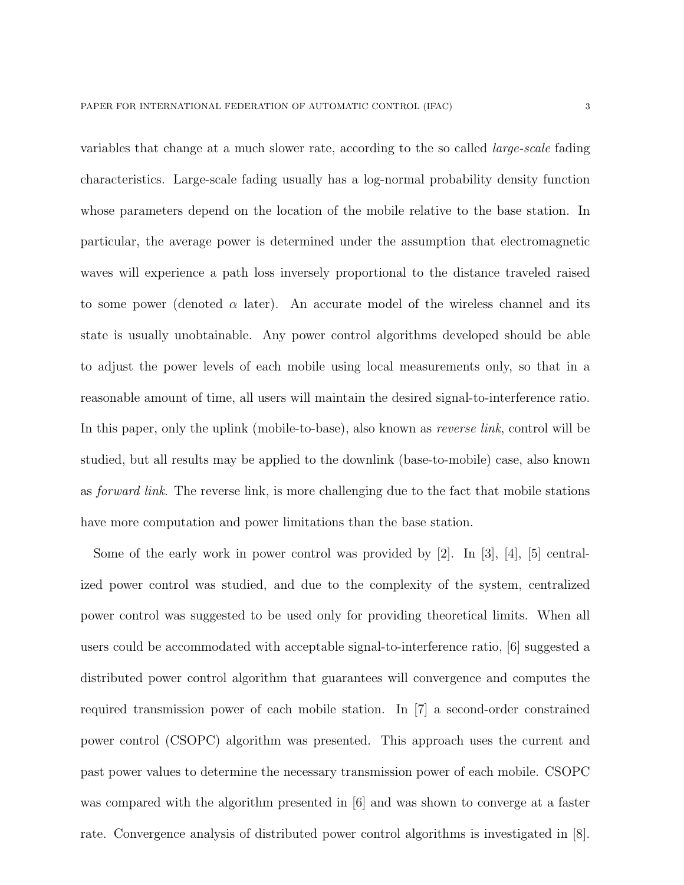variables that change at a much slower rate, according to the so called *large-scale* fading characteristics. Large-scale fading usually has a log-normal probability density function whose parameters depend on the location of the mobile relative to the base station. In particular, the average power is determined under the assumption that electromagnetic waves will experience a path loss inversely proportional to the distance traveled raised to some power (denoted $\alpha$ later). An accurate model of the wireless channel and its state is usually unobtainable. Any power control algorithms developed should be able to adjust the power levels of each mobile using local measurements only, so that in a reasonable amount of time, all users will maintain the desired signal-to-interference ratio. In this paper, only the uplink (mobile-to-base), also known as *reverse link*, control will be studied, but all results may be applied to the downlink (base-to-mobile) case, also known as *forward link*. The reverse link, is more challenging due to the fact that mobile stations have more computation and power limitations than the base station.

Some of the early work in power control was provided by [2]. In [3], [4], [5] centralized power control was studied, and due to the complexity of the system, centralized power control was suggested to be used only for providing theoretical limits. When all users could be accommodated with acceptable signal-to-interference ratio, [6] suggested a distributed power control algorithm that guarantees will convergence and computes the required transmission power of each mobile station. In [7] a second-order constrained power control (CSOPC) algorithm was presented. This approach uses the current and past power values to determine the necessary transmission power of each mobile. CSOPC was compared with the algorithm presented in [6] and was shown to converge at a faster rate. Convergence analysis of distributed power control algorithms is investigated in [8].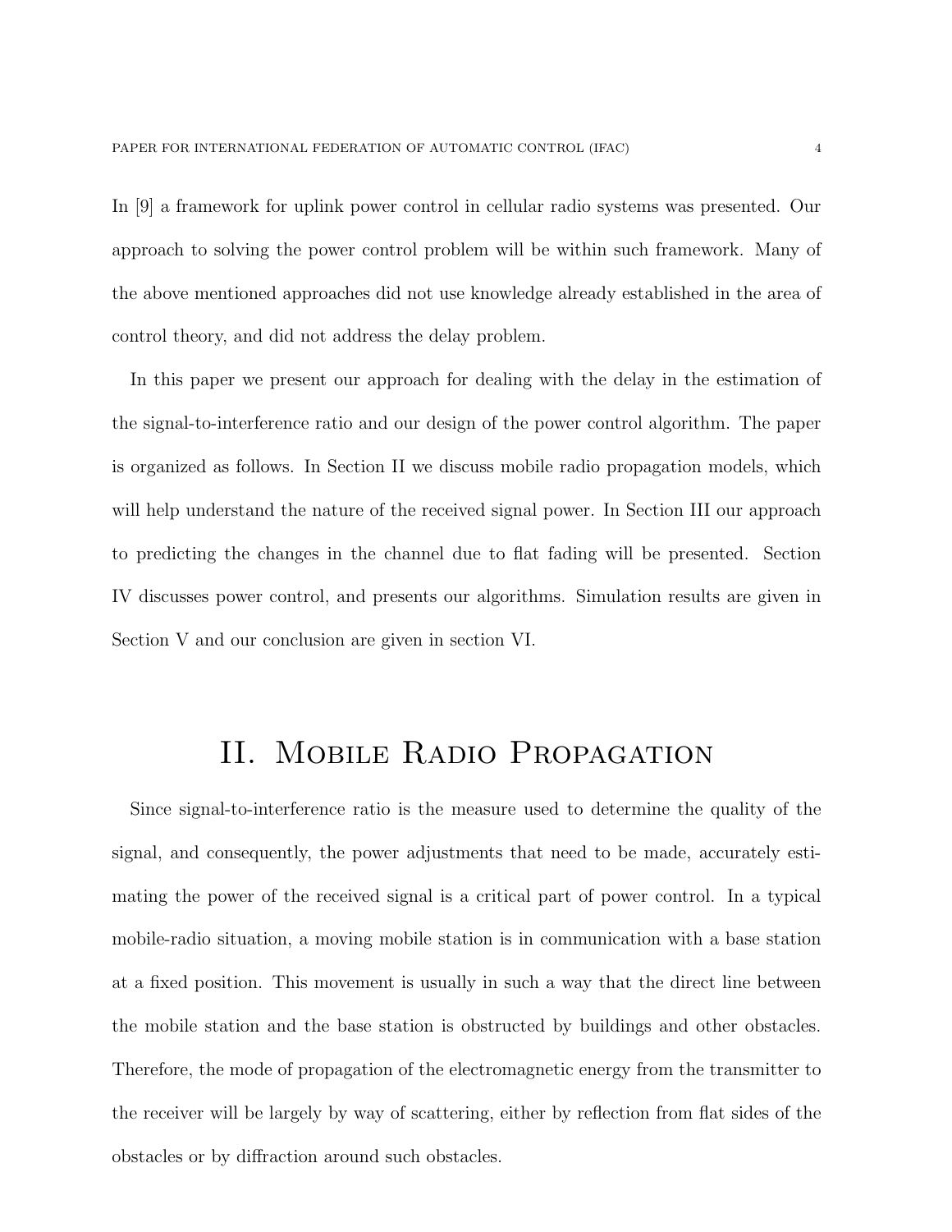In [9] a framework for uplink power control in cellular radio systems was presented. Our approach to solving the power control problem will be within such framework. Many of the above mentioned approaches did not use knowledge already established in the area of control theory, and did not address the delay problem.

In this paper we present our approach for dealing with the delay in the estimation of the signal-to-interference ratio and our design of the power control algorithm. The paper is organized as follows. In Section II we discuss mobile radio propagation models, which will help understand the nature of the received signal power. In Section III our approach to predicting the changes in the channel due to flat fading will be presented. Section IV discusses power control, and presents our algorithms. Simulation results are given in Section V and our conclusion are given in section VI.

# II. Mobile Radio Propagation

Since signal-to-interference ratio is the measure used to determine the quality of the signal, and consequently, the power adjustments that need to be made, accurately estimating the power of the received signal is a critical part of power control. In a typical mobile-radio situation, a moving mobile station is in communication with a base station at a fixed position. This movement is usually in such a way that the direct line between the mobile station and the base station is obstructed by buildings and other obstacles. Therefore, the mode of propagation of the electromagnetic energy from the transmitter to the receiver will be largely by way of scattering, either by reflection from flat sides of the obstacles or by diffraction around such obstacles.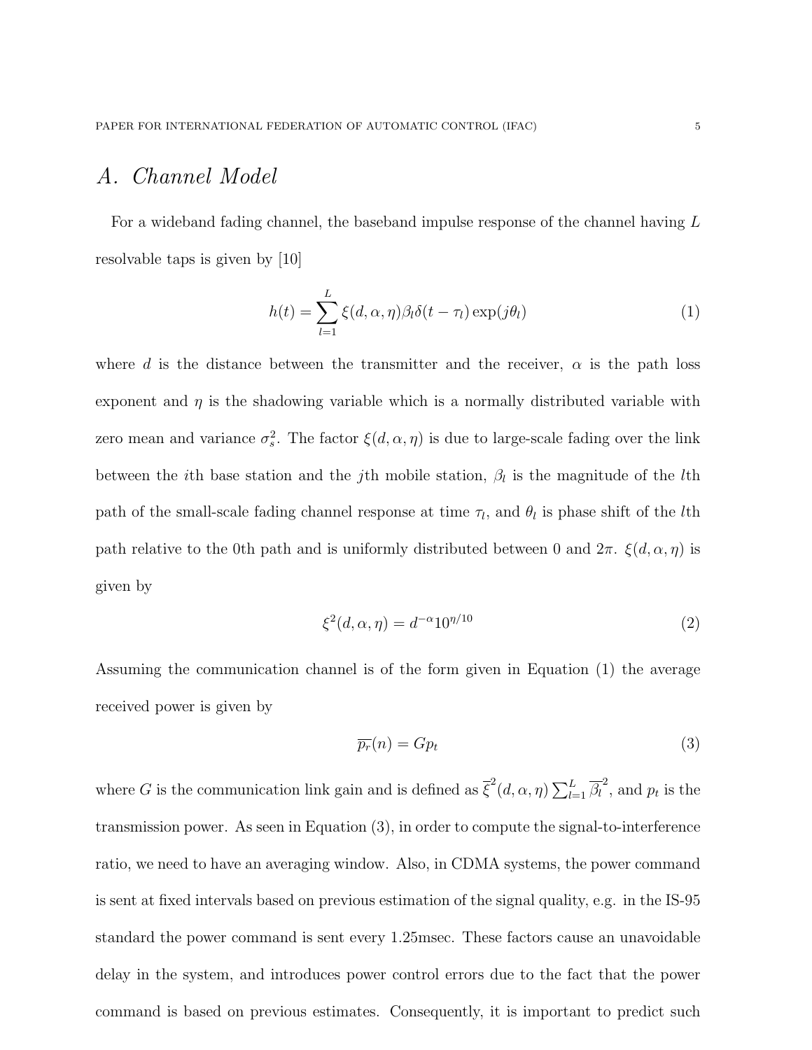## A. Channel Model

For a wideband fading channel, the baseband impulse response of the channel having $L$ resolvable taps is given by [10]

$$h(t) = \sum_{l=1}^{L} \xi(d, \alpha, \eta) \beta_l \delta(t - \tau_l) \exp(j\theta_l) \tag{1}$$

where $d$ is the distance between the transmitter and the receiver, $\alpha$ is the path loss exponent and $\eta$ is the shadowing variable which is a normally distributed variable with zero mean and variance $\sigma_s^2$. The factor $\xi(d, \alpha, \eta)$ is due to large-scale fading over the link between the $i$th base station and the $j$th mobile station, $\beta_l$ is the magnitude of the $l$th path of the small-scale fading channel response at time $\tau_l$, and $\theta_l$ is phase shift of the $l$th path relative to the 0th path and is uniformly distributed between 0 and $2\pi$. $\xi(d, \alpha, \eta)$ is given by

$$\xi^2(d, \alpha, \eta) = d^{-\alpha} 10^{\eta/10} \tag{2}$$

Assuming the communication channel is of the form given in Equation (1) the average received power is given by

$$\overline{p_r}(n) = G p_t \tag{3}$$

where $G$ is the communication link gain and is defined as $\overline{\xi}^2(d, \alpha, \eta) \sum_{l=1}^{L} \overline{\beta_l}^2$, and $p_t$ is the transmission power. As seen in Equation (3), in order to compute the signal-to-interference ratio, we need to have an averaging window. Also, in CDMA systems, the power command is sent at fixed intervals based on previous estimation of the signal quality, e.g. in the IS-95 standard the power command is sent every 1.25msec. These factors cause an unavoidable delay in the system, and introduces power control errors due to the fact that the power command is based on previous estimates. Consequently, it is important to predict such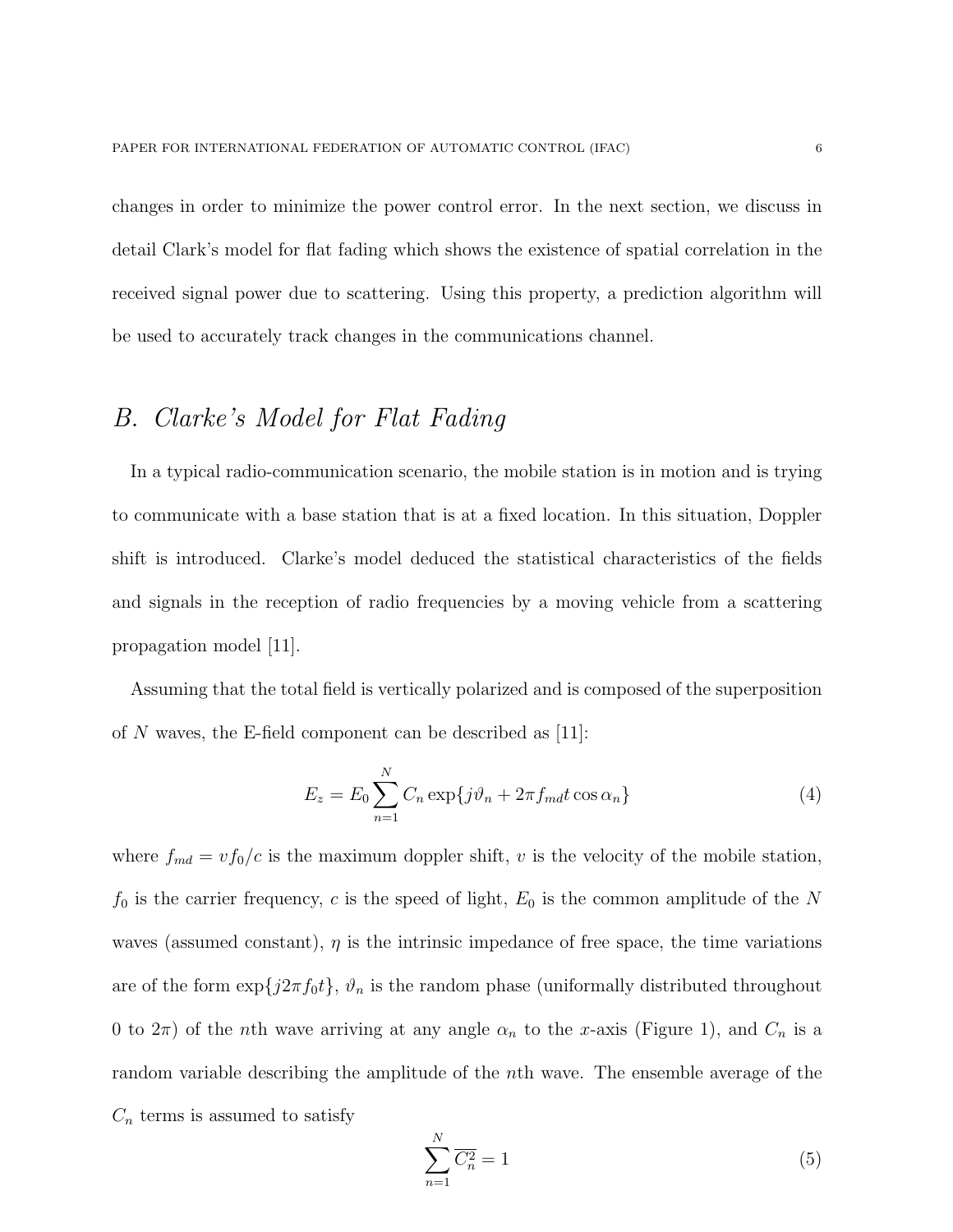changes in order to minimize the power control error. In the next section, we discuss in detail Clark's model for flat fading which shows the existence of spatial correlation in the received signal power due to scattering. Using this property, a prediction algorithm will be used to accurately track changes in the communications channel.

## *B. Clarke's Model for Flat Fading*

In a typical radio-communication scenario, the mobile station is in motion and is trying to communicate with a base station that is at a fixed location. In this situation, Doppler shift is introduced. Clarke's model deduced the statistical characteristics of the fields and signals in the reception of radio frequencies by a moving vehicle from a scattering propagation model [11].

Assuming that the total field is vertically polarized and is composed of the superposition of $N$ waves, the E-field component can be described as [11]:

$$E_z = E_0 \sum_{n=1}^{N} C_n \exp\{j\vartheta_n + 2\pi f_{md} t \cos\alpha_n\} \tag{4}$$

where $f_{md} = v f_0 / c$ is the maximum doppler shift, $v$ is the velocity of the mobile station, $f_0$ is the carrier frequency, $c$ is the speed of light, $E_0$ is the common amplitude of the $N$ waves (assumed constant), $\eta$ is the intrinsic impedance of free space, the time variations are of the form $\exp\{j2\pi f_0 t\}$, $\vartheta_n$ is the random phase (uniformally distributed throughout 0 to $2\pi$) of the $n$th wave arriving at any angle $\alpha_n$ to the $x$-axis (Figure 1), and $C_n$ is a random variable describing the amplitude of the $n$th wave. The ensemble average of the $C_n$ terms is assumed to satisfy

$$\sum_{n=1}^{N} \overline{C_n^2} = 1 \tag{5}$$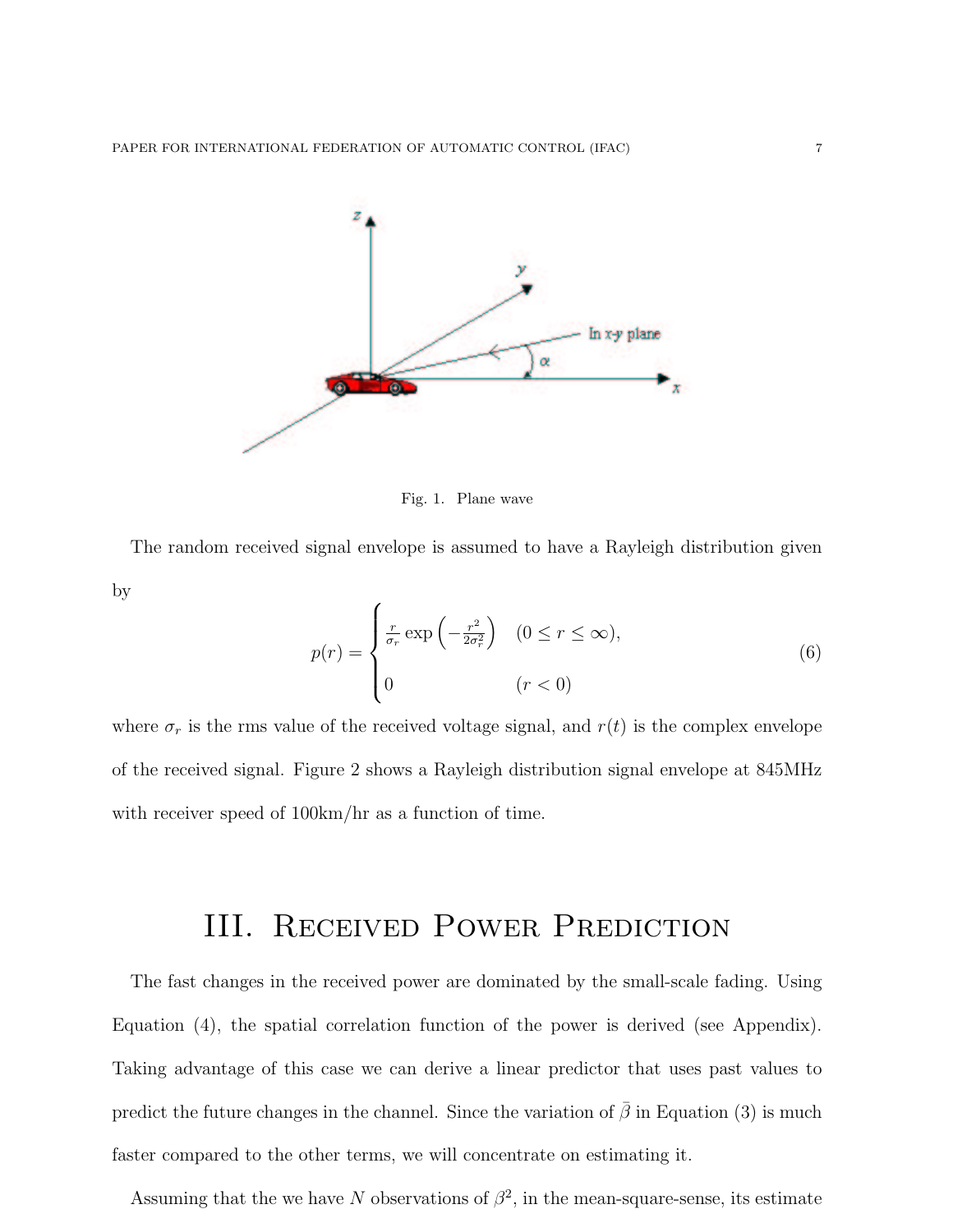Fig. 1. Plane wave

The random received signal envelope is assumed to have a Rayleigh distribution given by

$$p(r) = \begin{cases} \frac{r}{\sigma_r} \exp\left(-\frac{r^2}{2\sigma_r^2}\right) & (0 \leq r \leq \infty), \\ 0 & (r < 0) \end{cases} \tag{6}$$

where $\sigma_r$ is the rms value of the received voltage signal, and $r(t)$ is the complex envelope of the received signal. Figure 2 shows a Rayleigh distribution signal envelope at 845MHz with receiver speed of 100km/hr as a function of time.

# III. Received Power Prediction

The fast changes in the received power are dominated by the small-scale fading. Using Equation (4), the spatial correlation function of the power is derived (see Appendix). Taking advantage of this case we can derive a linear predictor that uses past values to predict the future changes in the channel. Since the variation of $\bar{\beta}$ in Equation (3) is much faster compared to the other terms, we will concentrate on estimating it.

Assuming that the we have $N$ observations of $\beta^2$, in the mean-square-sense, its estimate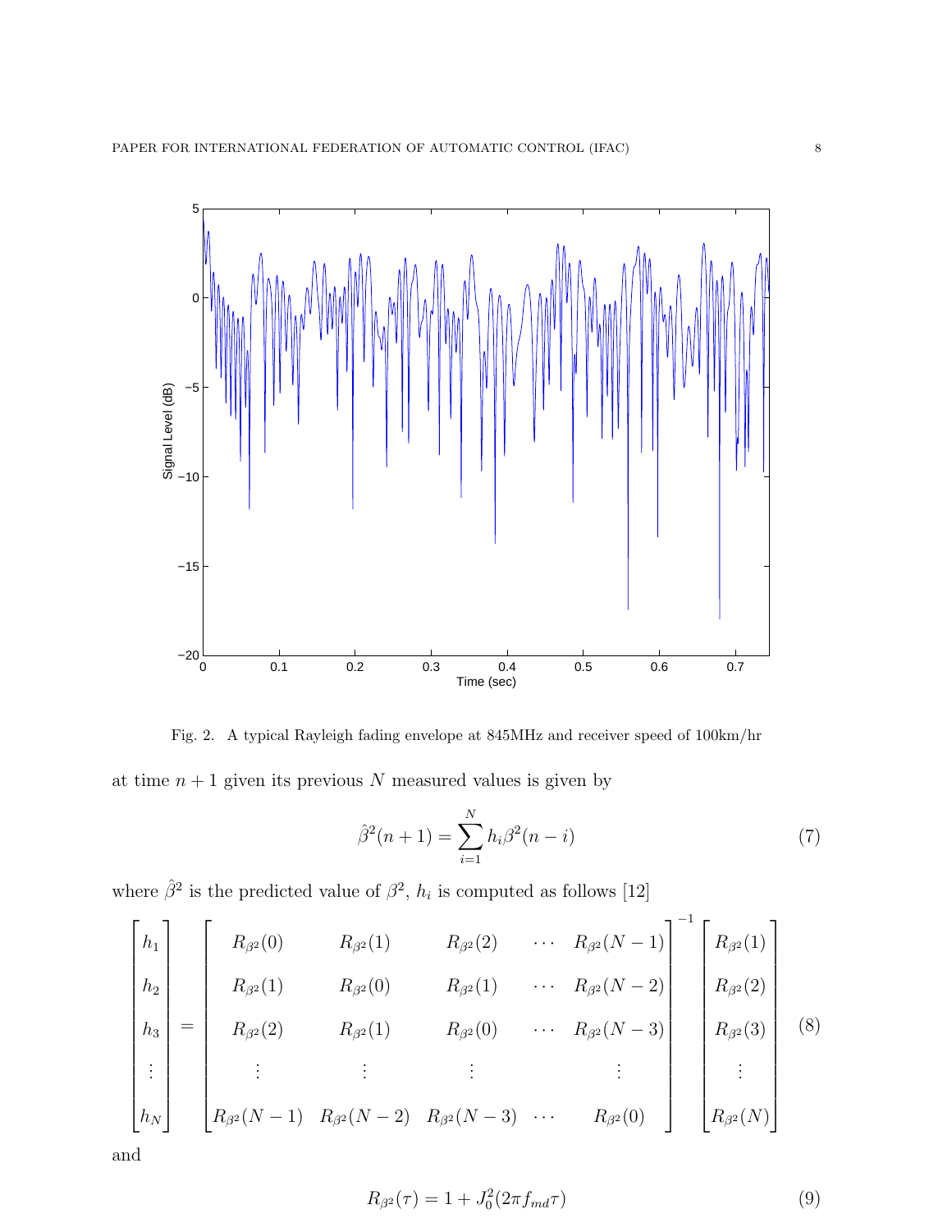Fig. 2. A typical Rayleigh fading envelope at 845MHz and receiver speed of 100km/hr

at time $n+1$ given its previous $N$ measured values is given by

$$\hat{\beta}^2(n+1) = \sum_{i=1}^{N} h_i \beta^2(n-i) \tag{7}$$

where $\hat{\beta}^2$ is the predicted value of $\beta^2$, $h_i$ is computed as follows [12]

$$\begin{bmatrix} h_1 \\ h_2 \\ h_3 \\ \vdots \\ h_N \end{bmatrix} = \begin{bmatrix} R_{\beta^2}(0) & R_{\beta^2}(1) & R_{\beta^2}(2) & \cdots & R_{\beta^2}(N-1) \\ R_{\beta^2}(1) & R_{\beta^2}(0) & R_{\beta^2}(1) & \cdots & R_{\beta^2}(N-2) \\ R_{\beta^2}(2) & R_{\beta^2}(1) & R_{\beta^2}(0) & \cdots & R_{\beta^2}(N-3) \\ \vdots & \vdots & \vdots & & \vdots \\ R_{\beta^2}(N-1) & R_{\beta^2}(N-2) & R_{\beta^2}(N-3) & \cdots & R_{\beta^2}(0) \end{bmatrix}^{-1} \begin{bmatrix} R_{\beta^2}(1) \\ R_{\beta^2}(2) \\ R_{\beta^2}(3) \\ \vdots \\ R_{\beta^2}(N) \end{bmatrix} \tag{8}$$

and

$$R_{\beta^2}(\tau) = 1 + J_0^2(2\pi f_{md}\tau) \tag{9}$$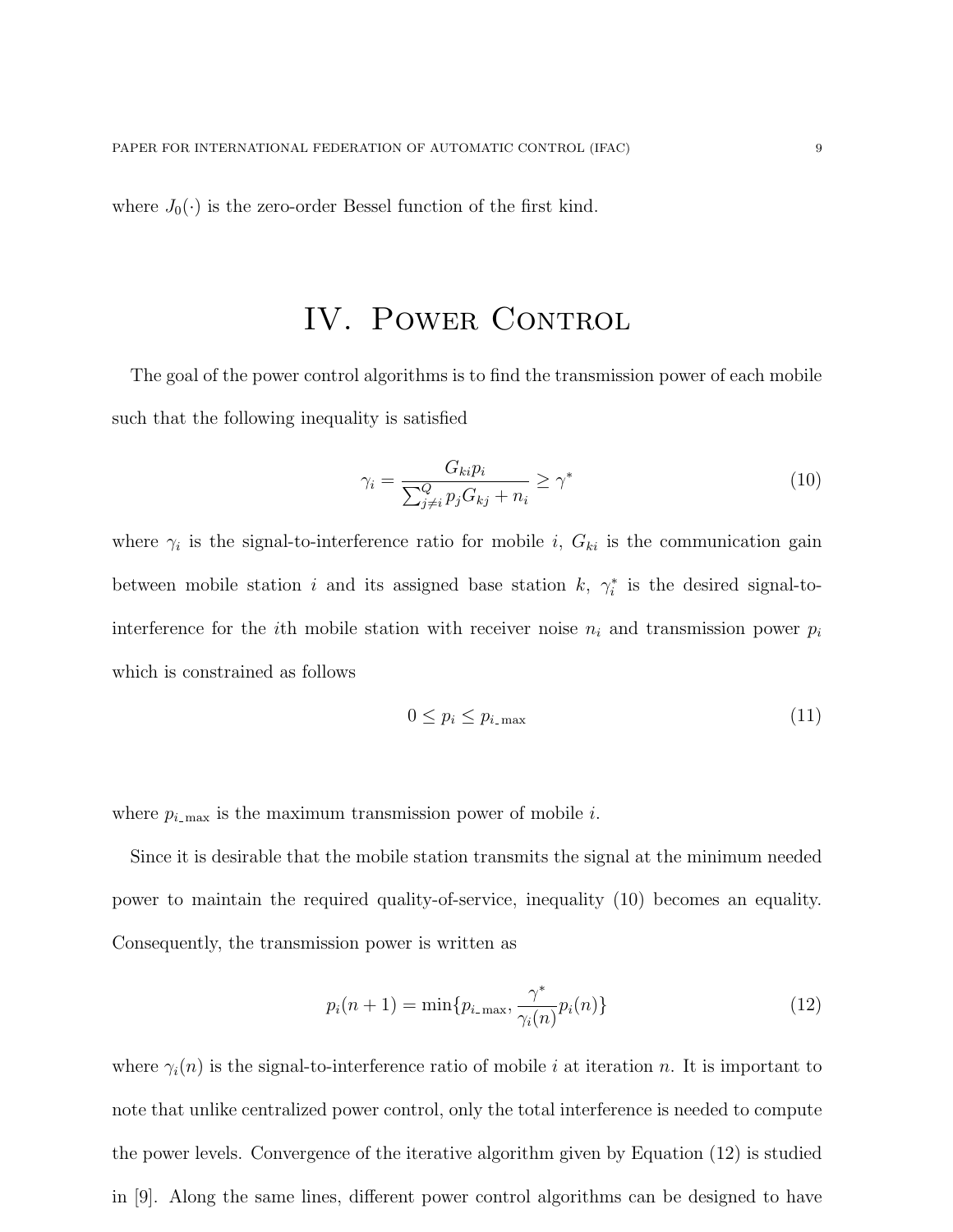where $J_0(\cdot)$ is the zero-order Bessel function of the first kind.

# IV. Power Control

The goal of the power control algorithms is to find the transmission power of each mobile such that the following inequality is satisfied

$$\gamma_i = \frac{G_{ki} p_i}{\sum_{j \neq i}^{Q} p_j G_{kj} + n_i} \geq \gamma^* \tag{10}$$

where $\gamma_i$ is the signal-to-interference ratio for mobile $i$, $G_{ki}$ is the communication gain between mobile station $i$ and its assigned base station $k$, $\gamma_i^*$ is the desired signal-to-interference for the $i$th mobile station with receiver noise $n_i$ and transmission power $p_i$ which is constrained as follows

$$0 \leq p_i \leq p_{i\_\max} \tag{11}$$

where $p_{i\_\max}$ is the maximum transmission power of mobile $i$.

Since it is desirable that the mobile station transmits the signal at the minimum needed power to maintain the required quality-of-service, inequality (10) becomes an equality. Consequently, the transmission power is written as

$$p_i(n+1) = \min\{p_{i\_\max}, \frac{\gamma^*}{\gamma_i(n)} p_i(n)\} \tag{12}$$

where $\gamma_i(n)$ is the signal-to-interference ratio of mobile $i$ at iteration $n$. It is important to note that unlike centralized power control, only the total interference is needed to compute the power levels. Convergence of the iterative algorithm given by Equation (12) is studied in [9]. Along the same lines, different power control algorithms can be designed to have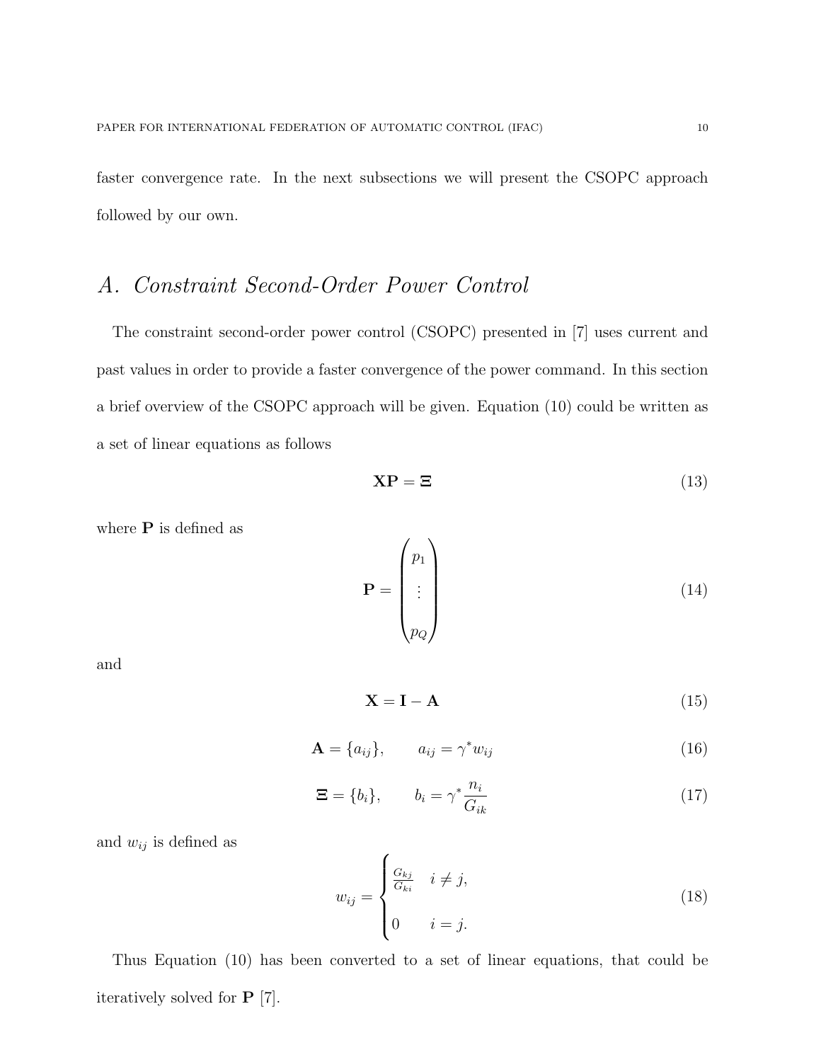faster convergence rate. In the next subsections we will present the CSOPC approach followed by our own.

## *A. Constraint Second-Order Power Control*

The constraint second-order power control (CSOPC) presented in [7] uses current and past values in order to provide a faster convergence of the power command. In this section a brief overview of the CSOPC approach will be given. Equation (10) could be written as a set of linear equations as follows

$$\mathbf{X}\mathbf{P} = \mathbf{\Xi} \tag{13}$$

where $\mathbf{P}$ is defined as

$$\mathbf{P} = \begin{pmatrix} p_1 \\ \vdots \\ p_Q \end{pmatrix} \tag{14}$$

and

$$\mathbf{X} = \mathbf{I} - \mathbf{A} \tag{15}$$

$$\mathbf{A} = \{a_{ij}\}, \qquad a_{ij} = \gamma^* w_{ij} \tag{16}$$

$$\mathbf{\Xi} = \{b_i\}, \qquad b_i = \gamma^* \frac{n_i}{G_{ik}} \tag{17}$$

and $w_{ij}$ is defined as

$$w_{ij} = \begin{cases} \frac{G_{kj}}{G_{ki}} & i \neq j, \\ 0 & i = j. \end{cases} \tag{18}$$

Thus Equation (10) has been converted to a set of linear equations, that could be iteratively solved for $\mathbf{P}$ [7].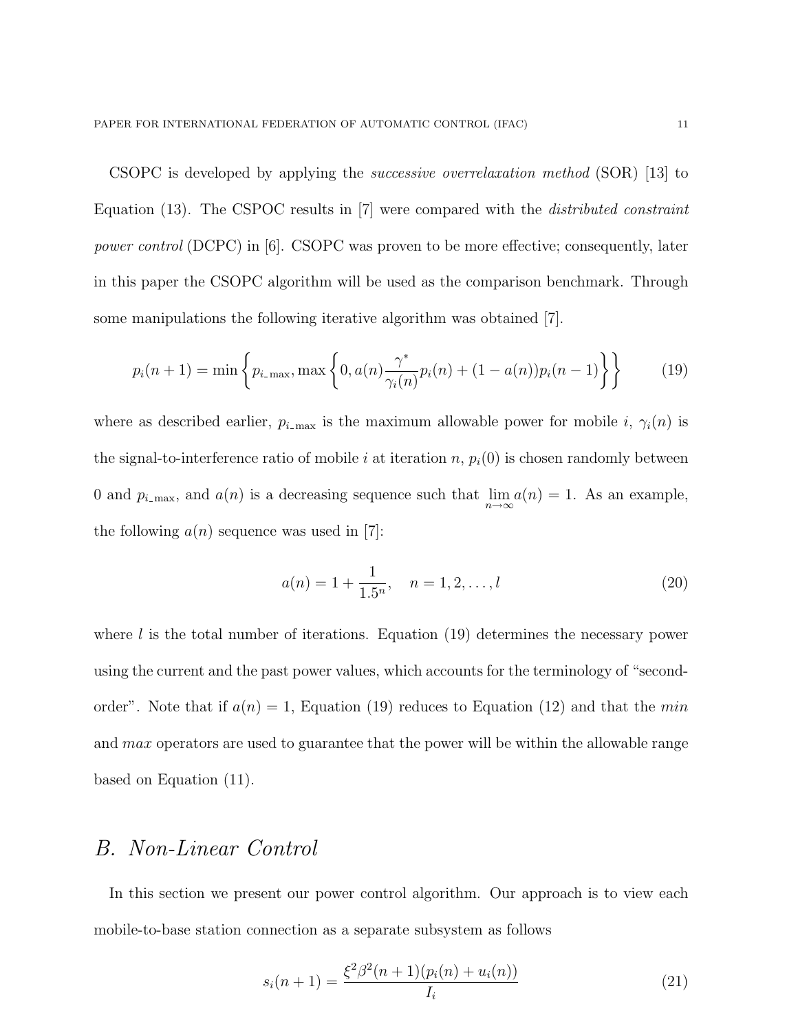CSOPC is developed by applying the *successive overrelaxation method* (SOR) [13] to Equation (13). The CSPOC results in [7] were compared with the *distributed constraint power control* (DCPC) in [6]. CSOPC was proven to be more effective; consequently, later in this paper the CSOPC algorithm will be used as the comparison benchmark. Through some manipulations the following iterative algorithm was obtained [7].

$$p_i(n+1) = \min\left\{p_{i\_\max}, \max\left\{0, a(n)\frac{\gamma^*}{\gamma_i(n)}p_i(n) + (1 - a(n))p_i(n-1)\right\}\right\} \tag{19}$$

where as described earlier, $p_{i\_\max}$ is the maximum allowable power for mobile $i$, $\gamma_i(n)$ is the signal-to-interference ratio of mobile $i$ at iteration $n$, $p_i(0)$ is chosen randomly between 0 and $p_{i\_\max}$, and $a(n)$ is a decreasing sequence such that $\lim_{n\to\infty} a(n) = 1$. As an example, the following $a(n)$ sequence was used in [7]:

$$a(n) = 1 + \frac{1}{1.5^n}, \quad n = 1, 2, \ldots, l \tag{20}$$

where $l$ is the total number of iterations. Equation (19) determines the necessary power using the current and the past power values, which accounts for the terminology of "second-order". Note that if $a(n) = 1$, Equation (19) reduces to Equation (12) and that the *min* and *max* operators are used to guarantee that the power will be within the allowable range based on Equation (11).

## B. Non-Linear Control

In this section we present our power control algorithm. Our approach is to view each mobile-to-base station connection as a separate subsystem as follows

$$s_i(n+1) = \frac{\xi^2\beta^2(n+1)(p_i(n) + u_i(n))}{I_i} \tag{21}$$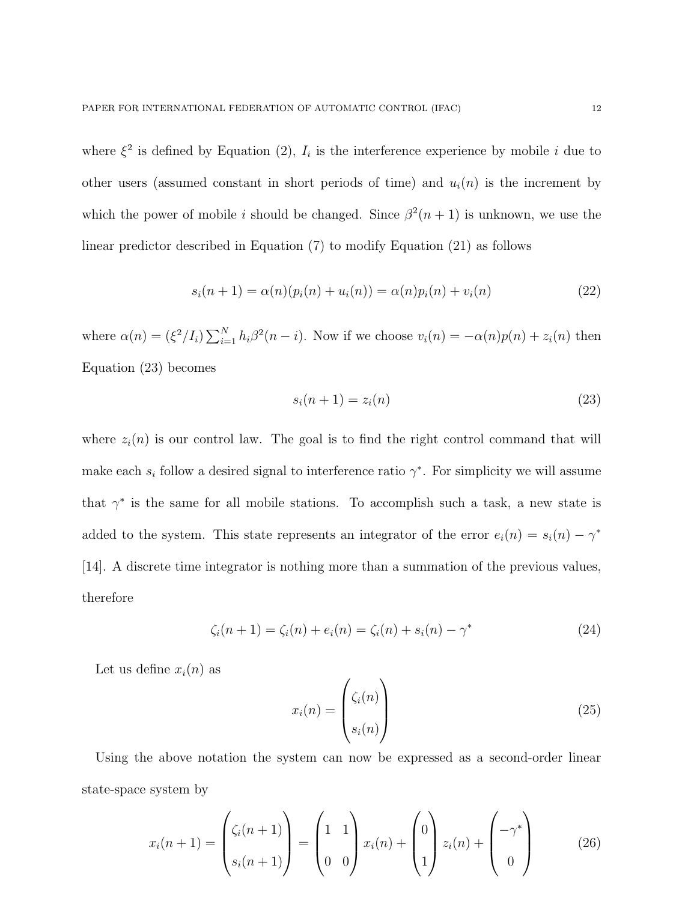where $\xi^2$ is defined by Equation (2), $I_i$ is the interference experience by mobile $i$ due to other users (assumed constant in short periods of time) and $u_i(n)$ is the increment by which the power of mobile $i$ should be changed. Since $\beta^2(n+1)$ is unknown, we use the linear predictor described in Equation (7) to modify Equation (21) as follows

$$s_i(n+1) = \alpha(n)(p_i(n) + u_i(n)) = \alpha(n)p_i(n) + v_i(n) \tag{22}$$

where $\alpha(n) = (\xi^2/I_i)\sum_{i=1}^{N} h_i\beta^2(n-i)$. Now if we choose $v_i(n) = -\alpha(n)p(n) + z_i(n)$ then Equation (23) becomes

$$s_i(n+1) = z_i(n) \tag{23}$$

where $z_i(n)$ is our control law. The goal is to find the right control command that will make each $s_i$ follow a desired signal to interference ratio $\gamma^*$. For simplicity we will assume that $\gamma^*$ is the same for all mobile stations. To accomplish such a task, a new state is added to the system. This state represents an integrator of the error $e_i(n) = s_i(n) - \gamma^*$ [14]. A discrete time integrator is nothing more than a summation of the previous values, therefore

$$\zeta_i(n+1) = \zeta_i(n) + e_i(n) = \zeta_i(n) + s_i(n) - \gamma^* \tag{24}$$

Let us define $x_i(n)$ as

$$x_i(n) = \begin{pmatrix} \zeta_i(n) \\ s_i(n) \end{pmatrix} \tag{25}$$

Using the above notation the system can now be expressed as a second-order linear state-space system by

$$x_i(n+1) = \begin{pmatrix} \zeta_i(n+1) \\ s_i(n+1) \end{pmatrix} = \begin{pmatrix} 1 & 1 \\ 0 & 0 \end{pmatrix} x_i(n) + \begin{pmatrix} 0 \\ 1 \end{pmatrix} z_i(n) + \begin{pmatrix} -\gamma^* \\ 0 \end{pmatrix} \tag{26}$$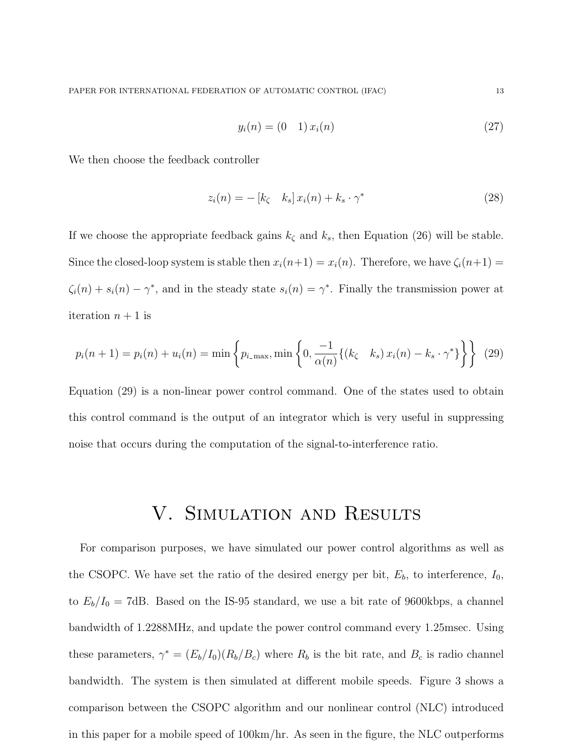$$y_i(n) = (0 \quad 1)\, x_i(n) \tag{27}$$

We then choose the feedback controller

$$z_i(n) = -\left[k_\zeta \quad k_s\right] x_i(n) + k_s \cdot \gamma^* \tag{28}$$

If we choose the appropriate feedback gains $k_\zeta$ and $k_s$, then Equation (26) will be stable. Since the closed-loop system is stable then $x_i(n+1) = x_i(n)$. Therefore, we have $\zeta_i(n+1) = \zeta_i(n) + s_i(n) - \gamma^*$, and in the steady state $s_i(n) = \gamma^*$. Finally the transmission power at iteration $n+1$ is

$$p_i(n+1) = p_i(n) + u_i(n) = \min\left\{p_{i\_\max}, \min\left\{0, \frac{-1}{\alpha(n)}\{(k_\zeta \quad k_s)\, x_i(n) - k_s \cdot \gamma^*\}\right\}\right\} \tag{29}$$

Equation (29) is a non-linear power control command. One of the states used to obtain this control command is the output of an integrator which is very useful in suppressing noise that occurs during the computation of the signal-to-interference ratio.

# V. Simulation and Results

For comparison purposes, we have simulated our power control algorithms as well as the CSOPC. We have set the ratio of the desired energy per bit, $E_b$, to interference, $I_0$, to $E_b/I_0 = 7$dB. Based on the IS-95 standard, we use a bit rate of 9600kbps, a channel bandwidth of 1.2288MHz, and update the power control command every 1.25msec. Using these parameters, $\gamma^* = (E_b/I_0)(R_b/B_c)$ where $R_b$ is the bit rate, and $B_c$ is radio channel bandwidth. The system is then simulated at different mobile speeds. Figure 3 shows a comparison between the CSOPC algorithm and our nonlinear control (NLC) introduced in this paper for a mobile speed of 100km/hr. As seen in the figure, the NLC outperforms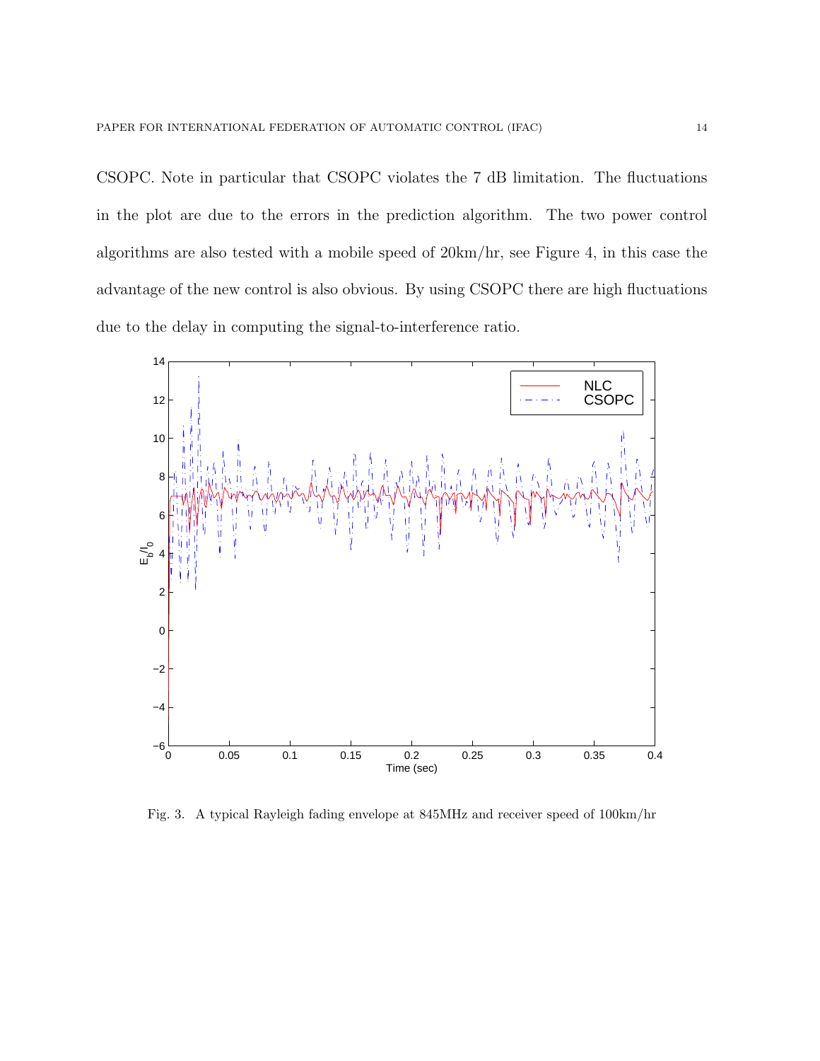CSOPC. Note in particular that CSOPC violates the 7 dB limitation. The fluctuations in the plot are due to the errors in the prediction algorithm. The two power control algorithms are also tested with a mobile speed of 20km/hr, see Figure 4, in this case the advantage of the new control is also obvious. By using CSOPC there are high fluctuations due to the delay in computing the signal-to-interference ratio.

Fig. 3. A typical Rayleigh fading envelope at 845MHz and receiver speed of 100km/hr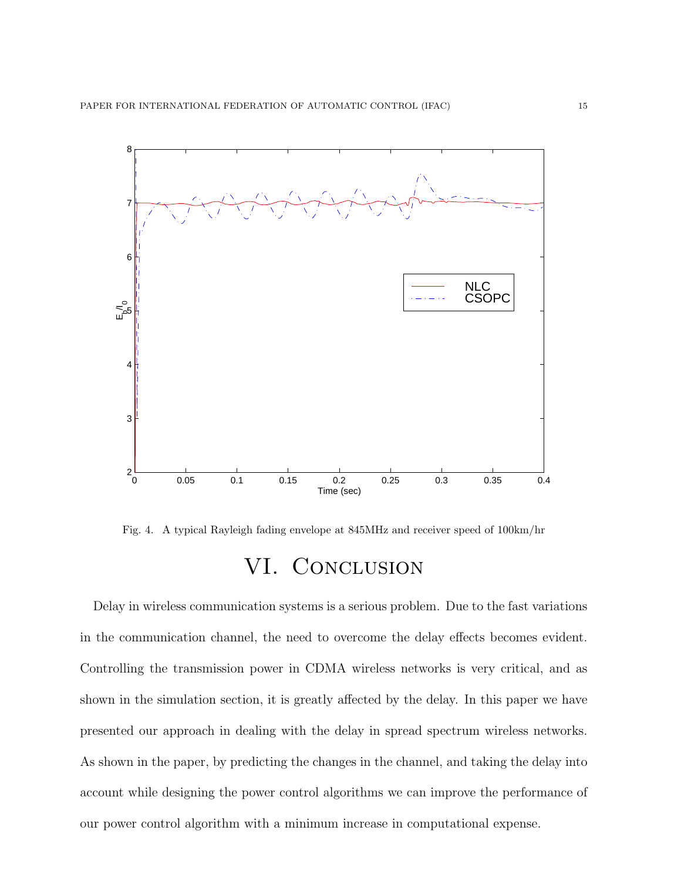Fig. 4. A typical Rayleigh fading envelope at 845MHz and receiver speed of 100km/hr

# VI. Conclusion

Delay in wireless communication systems is a serious problem. Due to the fast variations in the communication channel, the need to overcome the delay effects becomes evident. Controlling the transmission power in CDMA wireless networks is very critical, and as shown in the simulation section, it is greatly affected by the delay. In this paper we have presented our approach in dealing with the delay in spread spectrum wireless networks. As shown in the paper, by predicting the changes in the channel, and taking the delay into account while designing the power control algorithms we can improve the performance of our power control algorithm with a minimum increase in computational expense.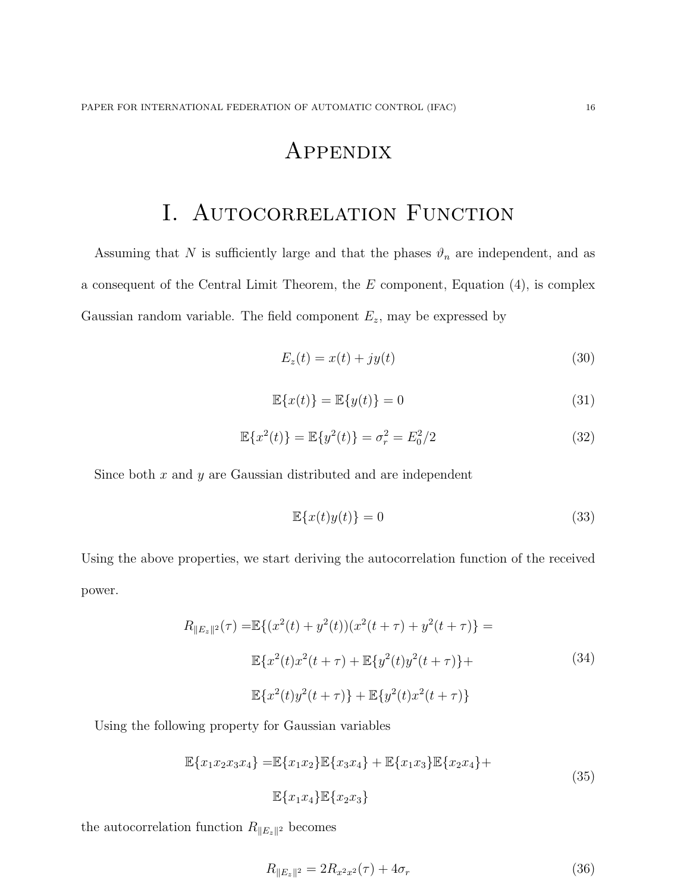# Appendix

# I. Autocorrelation Function

Assuming that $N$ is sufficiently large and that the phases $\vartheta_n$ are independent, and as a consequent of the Central Limit Theorem, the $E$ component, Equation (4), is complex Gaussian random variable. The field component $E_z$, may be expressed by

$$E_z(t) = x(t) + jy(t) \tag{30}$$

$$\mathbb{E}\{x(t)\} = \mathbb{E}\{y(t)\} = 0 \tag{31}$$

$$\mathbb{E}\{x^2(t)\} = \mathbb{E}\{y^2(t)\} = \sigma_r^2 = E_0^2/2 \tag{32}$$

Since both $x$ and $y$ are Gaussian distributed and are independent

$$\mathbb{E}\{x(t)y(t)\} = 0 \tag{33}$$

Using the above properties, we start deriving the autocorrelation function of the received power.

$$\begin{aligned} R_{\|E_z\|^2}(\tau) =& \mathbb{E}\{(x^2(t) + y^2(t))(x^2(t+\tau) + y^2(t+\tau)\} = \\ & \mathbb{E}\{x^2(t)x^2(t+\tau) + \mathbb{E}\{y^2(t)y^2(t+\tau)\} + \\ & \mathbb{E}\{x^2(t)y^2(t+\tau)\} + \mathbb{E}\{y^2(t)x^2(t+\tau)\} \end{aligned} \tag{34}$$

Using the following property for Gaussian variables

$$\begin{aligned} \mathbb{E}\{x_1x_2x_3x_4\} =& \mathbb{E}\{x_1x_2\}\mathbb{E}\{x_3x_4\} + \mathbb{E}\{x_1x_3\}\mathbb{E}\{x_2x_4\} + \\ & \mathbb{E}\{x_1x_4\}\mathbb{E}\{x_2x_3\} \end{aligned} \tag{35}$$

the autocorrelation function $R_{\|E_z\|^2}$ becomes

$$R_{\|E_z\|^2} = 2R_{x^2x^2}(\tau) + 4\sigma_r \tag{36}$$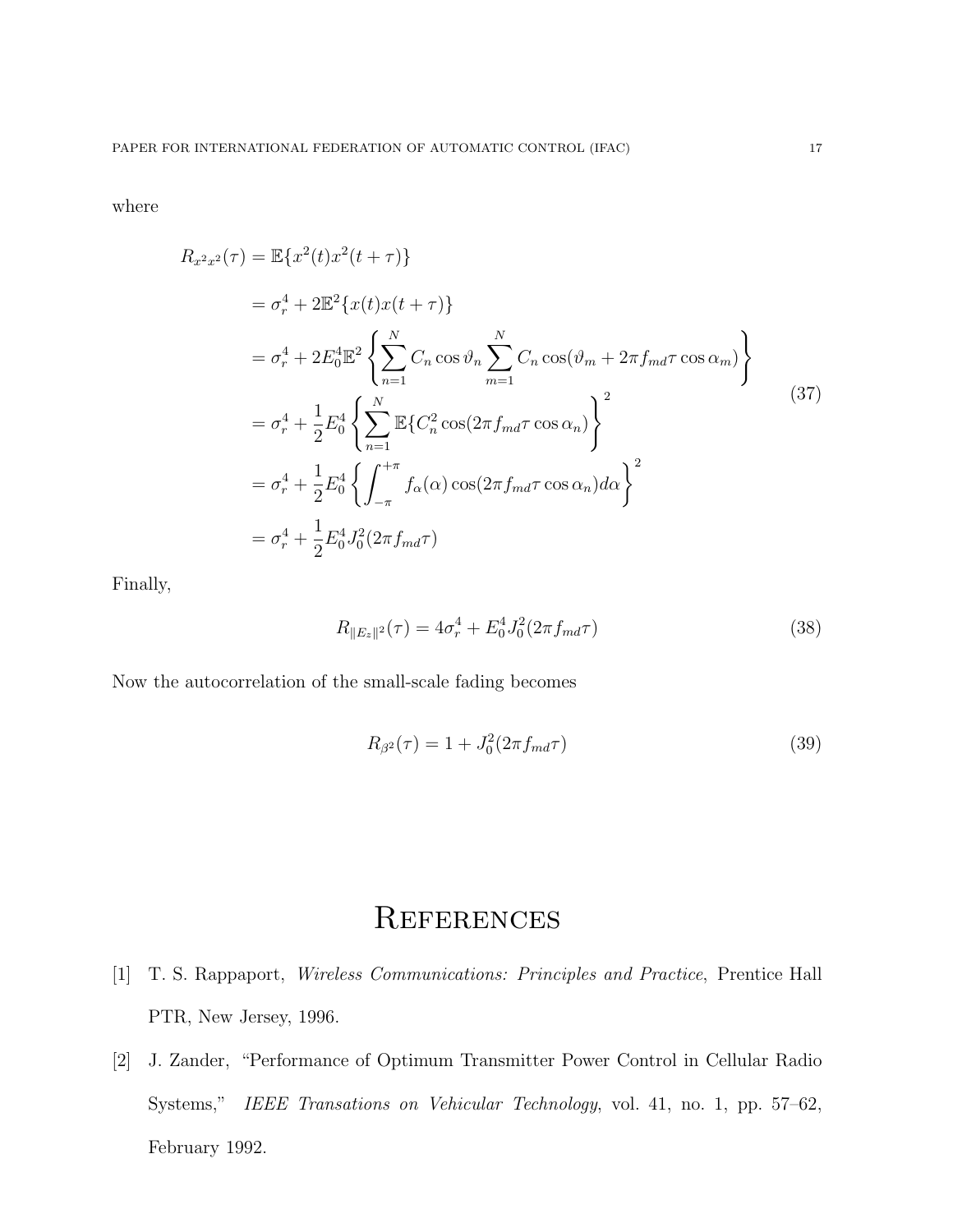where

$$
\begin{aligned}
R_{x^2x^2}(\tau) &= \mathbb{E}\{x^2(t)x^2(t+\tau)\} \\
&= \sigma_r^4 + 2\mathbb{E}^2\{x(t)x(t+\tau)\} \\
&= \sigma_r^4 + 2E_0^4\mathbb{E}^2\left\{\sum_{n=1}^{N} C_n \cos\vartheta_n \sum_{m=1}^{N} C_n \cos(\vartheta_m + 2\pi f_{md}\tau\cos\alpha_m)\right\} \\
&= \sigma_r^4 + \frac{1}{2}E_0^4\left\{\sum_{n=1}^{N} \mathbb{E}\{C_n^2 \cos(2\pi f_{md}\tau\cos\alpha_n)\right\}^2 \\
&= \sigma_r^4 + \frac{1}{2}E_0^4\left\{\int_{-\pi}^{+\pi} f_\alpha(\alpha)\cos(2\pi f_{md}\tau\cos\alpha_n)d\alpha\right\}^2 \\
&= \sigma_r^4 + \frac{1}{2}E_0^4 J_0^2(2\pi f_{md}\tau)
\end{aligned}
\tag{37}
$$

Finally,

$$
R_{\|E_z\|^2}(\tau) = 4\sigma_r^4 + E_0^4 J_0^2(2\pi f_{md}\tau) \tag{38}
$$

Now the autocorrelation of the small-scale fading becomes

$$
R_{\beta^2}(\tau) = 1 + J_0^2(2\pi f_{md}\tau) \tag{39}
$$

# References

[1] T. S. Rappaport, *Wireless Communications: Principles and Practice*, Prentice Hall PTR, New Jersey, 1996.

[2] J. Zander, "Performance of Optimum Transmitter Power Control in Cellular Radio Systems," *IEEE Transations on Vehicular Technology*, vol. 41, no. 1, pp. 57–62, February 1992.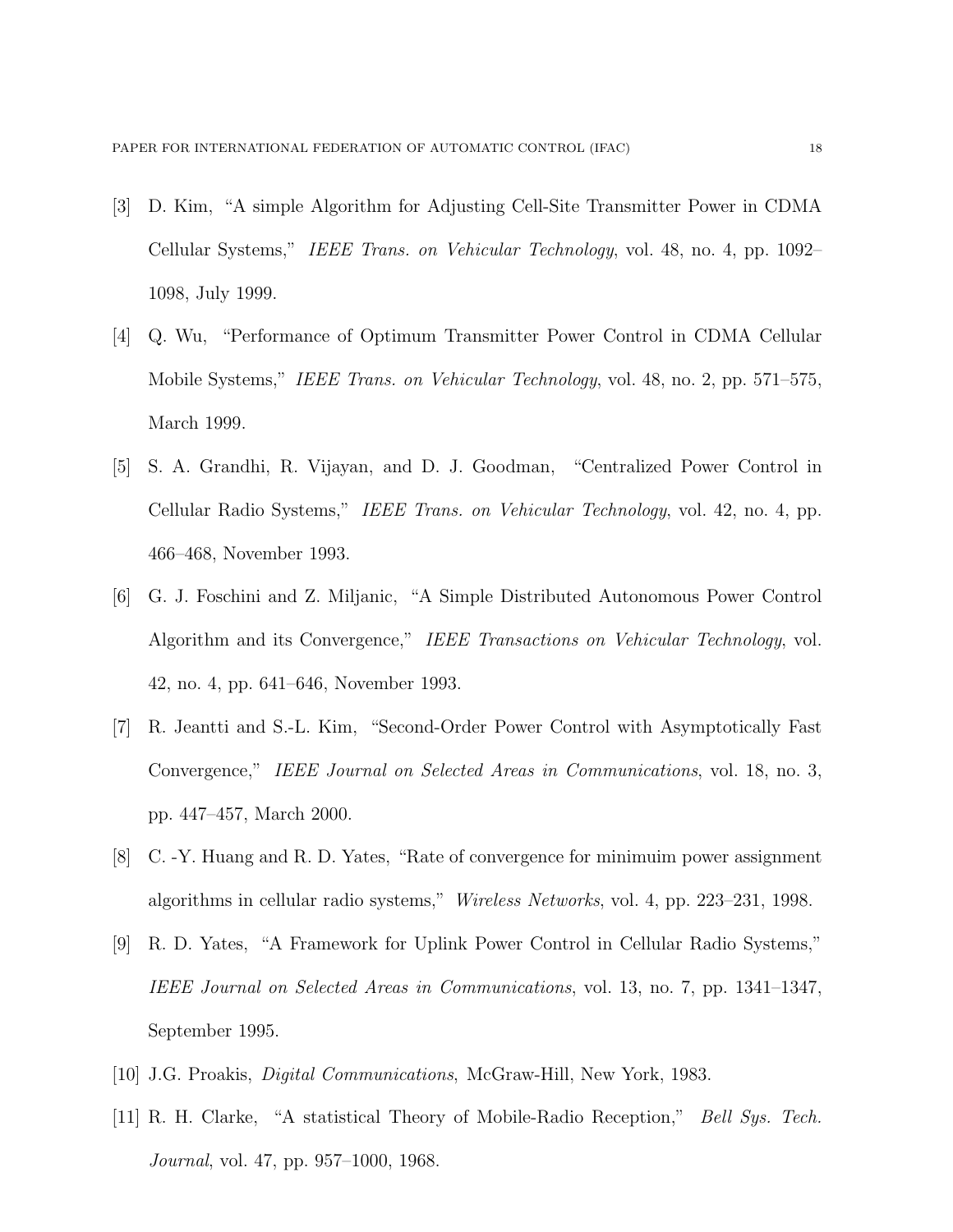[3] D. Kim, "A simple Algorithm for Adjusting Cell-Site Transmitter Power in CDMA Cellular Systems," *IEEE Trans. on Vehicular Technology*, vol. 48, no. 4, pp. 1092–1098, July 1999.

[4] Q. Wu, "Performance of Optimum Transmitter Power Control in CDMA Cellular Mobile Systems," *IEEE Trans. on Vehicular Technology*, vol. 48, no. 2, pp. 571–575, March 1999.

[5] S. A. Grandhi, R. Vijayan, and D. J. Goodman, "Centralized Power Control in Cellular Radio Systems," *IEEE Trans. on Vehicular Technology*, vol. 42, no. 4, pp. 466–468, November 1993.

[6] G. J. Foschini and Z. Miljanic, "A Simple Distributed Autonomous Power Control Algorithm and its Convergence," *IEEE Transactions on Vehicular Technology*, vol. 42, no. 4, pp. 641–646, November 1993.

[7] R. Jeantti and S.-L. Kim, "Second-Order Power Control with Asymptotically Fast Convergence," *IEEE Journal on Selected Areas in Communications*, vol. 18, no. 3, pp. 447–457, March 2000.

[8] C. -Y. Huang and R. D. Yates, "Rate of convergence for minimuim power assignment algorithms in cellular radio systems," *Wireless Networks*, vol. 4, pp. 223–231, 1998.

[9] R. D. Yates, "A Framework for Uplink Power Control in Cellular Radio Systems," *IEEE Journal on Selected Areas in Communications*, vol. 13, no. 7, pp. 1341–1347, September 1995.

[10] J.G. Proakis, *Digital Communications*, McGraw-Hill, New York, 1983.

[11] R. H. Clarke, "A statistical Theory of Mobile-Radio Reception," *Bell Sys. Tech. Journal*, vol. 47, pp. 957–1000, 1968.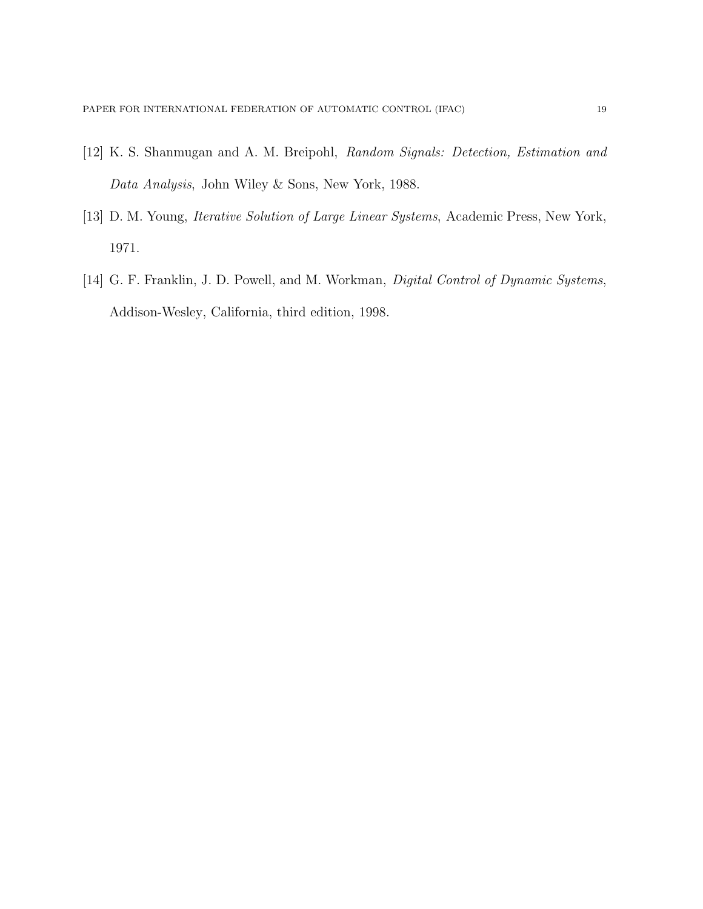[12] K. S. Shanmugan and A. M. Breipohl, *Random Signals: Detection, Estimation and Data Analysis*, John Wiley & Sons, New York, 1988.

[13] D. M. Young, *Iterative Solution of Large Linear Systems*, Academic Press, New York, 1971.

[14] G. F. Franklin, J. D. Powell, and M. Workman, *Digital Control of Dynamic Systems*, Addison-Wesley, California, third edition, 1998.